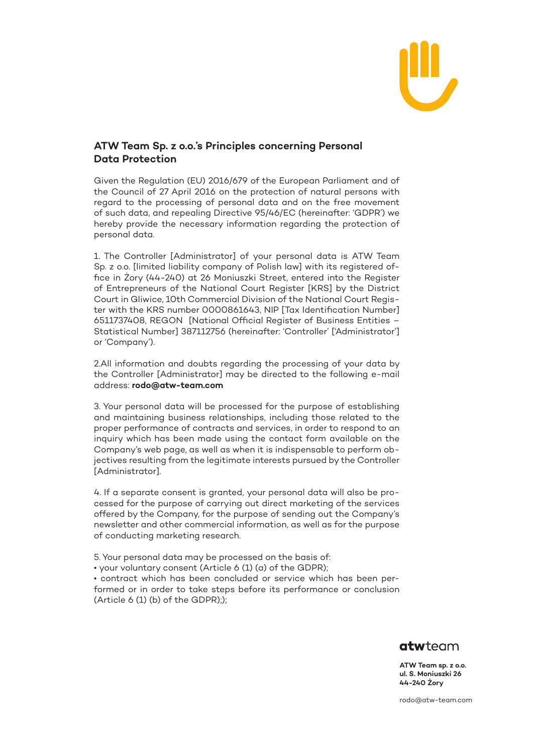# ATW Team Sp. z o.o.'s Principles concerning Personal Data Protection

Given the Regulation (EU) 2016/679 of the European Parliament and of the Council of 27 April 2016 on the protection of natural persons with regard to the processing of personal data and on the free movement of such data, and repealing Directive 95/46/EC (hereinafter: 'GDPR') we hereby provide the necessary information regarding the protection of personal data.

1. The Controller [Administrator] of your personal data is ATW Team Sp. z o.o. [limited liability company of Polish law] with its registered office in Żory (44-240) at 26 Moniuszki Street, entered into the Register of Entrepreneurs of the National Court Register [KRS] by the District Court in Gliwice, 10th Commercial Division of the National Court Register with the KRS number 0000861643, NIP [Tax Identification Number] 6511737408, REGON [National Official Register of Business Entities – Statistical Number] 387112756 (hereinafter: 'Controller' ['Administrator'] or 'Company').

2.All information and doubts regarding the processing of your data by the Controller [Administrator] may be directed to the following e-mail address: **rodo@atw-team.com**

3. Your personal data will be processed for the purpose of establishing and maintaining business relationships, including those related to the proper performance of contracts and services, in order to respond to an inquiry which has been made using the contact form available on the Company's web page, as well as when it is indispensable to perform objectives resulting from the legitimate interests pursued by the Controller [Administrator].

4. If a separate consent is granted, your personal data will also be processed for the purpose of carrying out direct marketing of the services offered by the Company, for the purpose of sending out the Company's newsletter and other commercial information, as well as for the purpose of conducting marketing research.

5. Your personal data may be processed on the basis of:
- your voluntary consent (Article 6 (1) (a) of the GDPR);
- contract which has been concluded or service which has been performed or in order to take steps before its performance or conclusion (Article 6 (1) (b) of the GDPR););

**ATW Team sp. z o.o.**
**ul. S. Moniuszki 26**
**44-240 Żory**

rodo@atw-team.com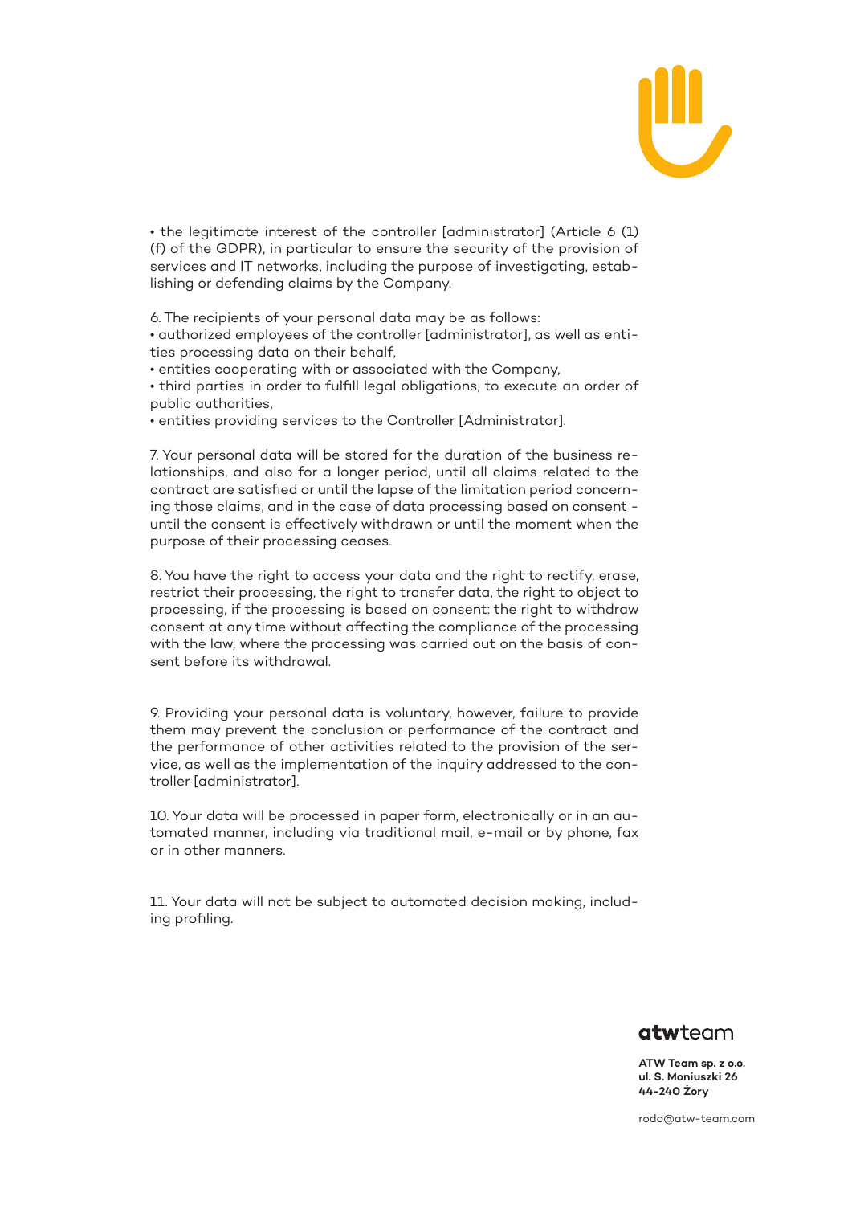• the legitimate interest of the controller [administrator] (Article 6 (1) (f) of the GDPR), in particular to ensure the security of the provision of services and IT networks, including the purpose of investigating, establishing or defending claims by the Company.

6. The recipients of your personal data may be as follows:
• authorized employees of the controller [administrator], as well as entities processing data on their behalf,
• entities cooperating with or associated with the Company,
• third parties in order to fulfill legal obligations, to execute an order of public authorities,
• entities providing services to the Controller [Administrator].

7. Your personal data will be stored for the duration of the business relationships, and also for a longer period, until all claims related to the contract are satisfied or until the lapse of the limitation period concerning those claims, and in the case of data processing based on consent - until the consent is effectively withdrawn or until the moment when the purpose of their processing ceases.

8. You have the right to access your data and the right to rectify, erase, restrict their processing, the right to transfer data, the right to object to processing, if the processing is based on consent: the right to withdraw consent at any time without affecting the compliance of the processing with the law, where the processing was carried out on the basis of consent before its withdrawal.

9. Providing your personal data is voluntary, however, failure to provide them may prevent the conclusion or performance of the contract and the performance of other activities related to the provision of the service, as well as the implementation of the inquiry addressed to the controller [administrator].

10. Your data will be processed in paper form, electronically or in an automated manner, including via traditional mail, e-mail or by phone, fax or in other manners.

11. Your data will not be subject to automated decision making, including profiling.

**atw**team

**ATW Team sp. z o.o.**
**ul. S. Moniuszki 26**
**44-240 Żory**

rodo@atw-team.com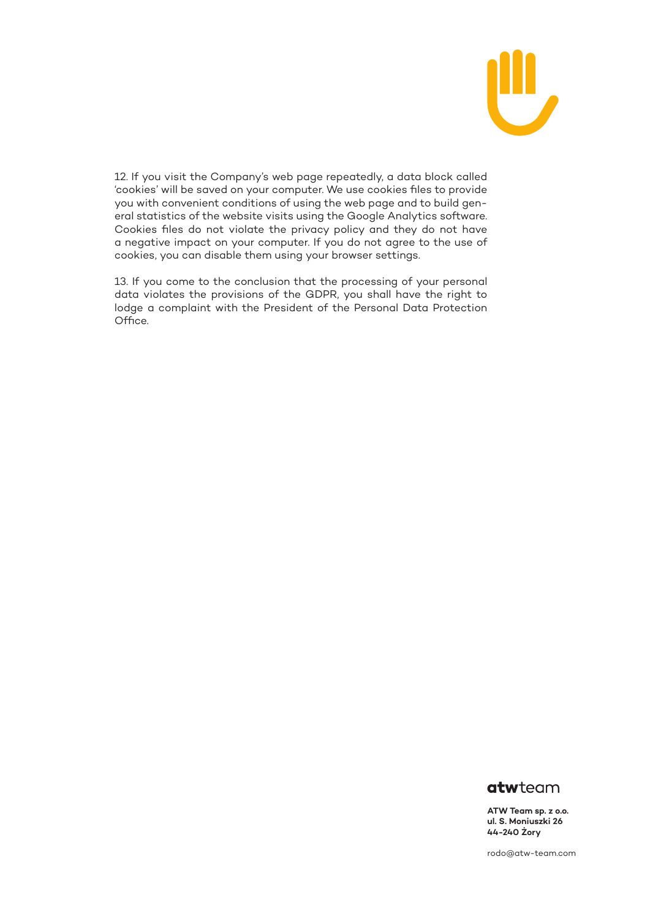12. If you visit the Company's web page repeatedly, a data block called 'cookies' will be saved on your computer. We use cookies files to provide you with convenient conditions of using the web page and to build general statistics of the website visits using the Google Analytics software. Cookies files do not violate the privacy policy and they do not have a negative impact on your computer. If you do not agree to the use of cookies, you can disable them using your browser settings.

13. If you come to the conclusion that the processing of your personal data violates the provisions of the GDPR, you shall have the right to lodge a complaint with the President of the Personal Data Protection Office.

**atw**team

**ATW Team sp. z o.o.**
**ul. S. Moniuszki 26**
**44-240 Żory**

rodo@atw-team.com